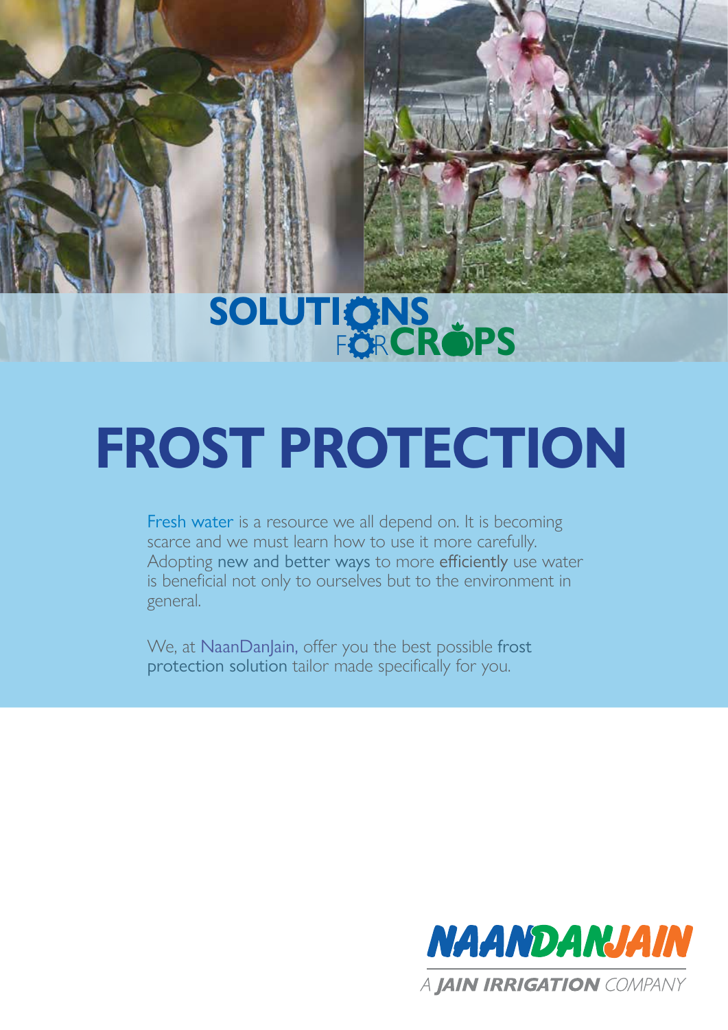SOLUTIONS FOR CROPS

# FROST PROTECTION

Fresh water is a resource we all depend on. It is becoming scarce and we must learn how to use it more carefully. Adopting new and better ways to more efficiently use water is beneficial not only to ourselves but to the environment in general.

We, at NaanDanJain, offer you the best possible frost protection solution tailor made specifically for you.

NAANDANJAIN

A JAIN IRRIGATION COMPANY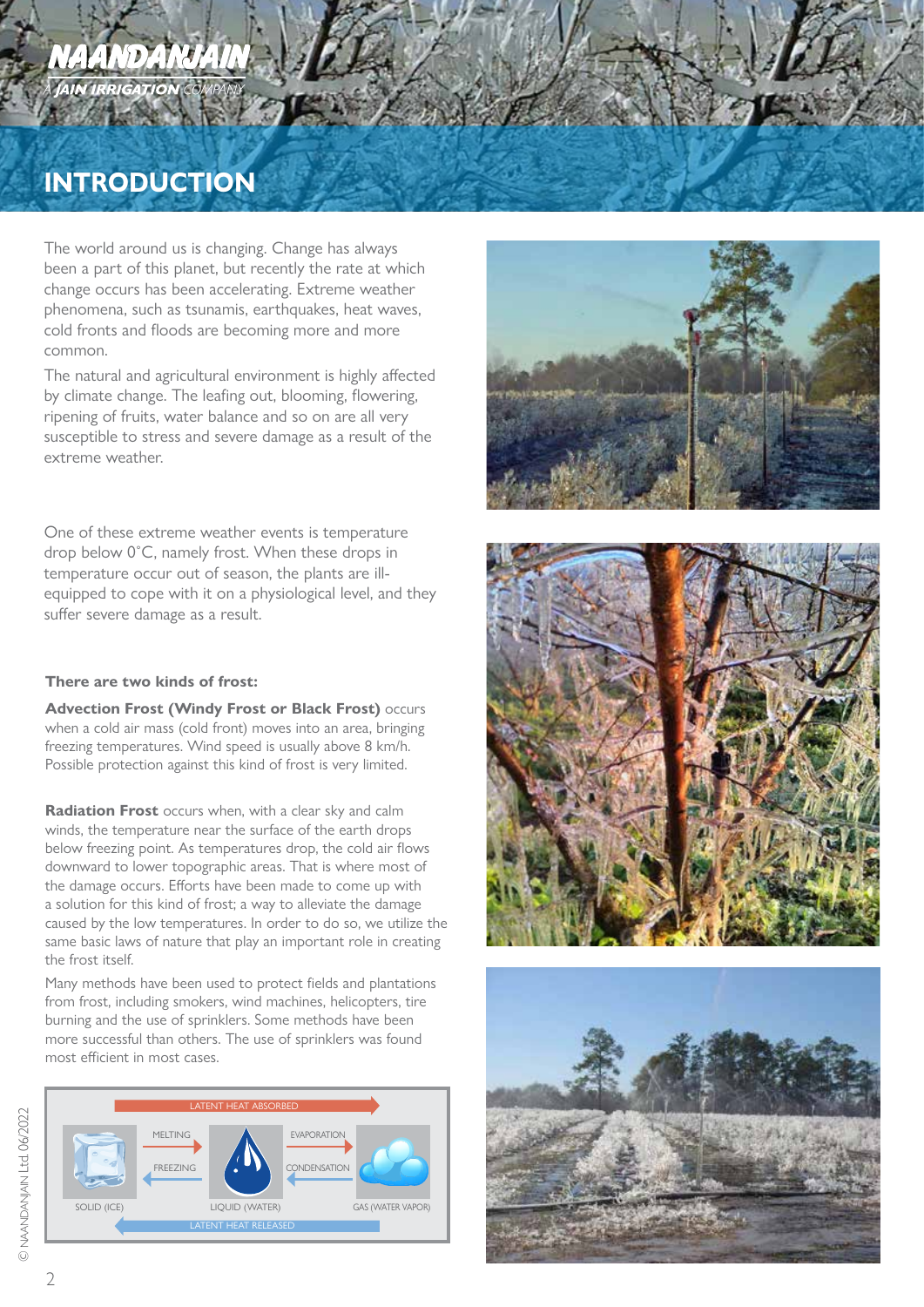# INTRODUCTION

The world around us is changing. Change has always been a part of this planet, but recently the rate at which change occurs has been accelerating. Extreme weather phenomena, such as tsunamis, earthquakes, heat waves, cold fronts and floods are becoming more and more common.

The natural and agricultural environment is highly affected by climate change. The leafing out, blooming, flowering, ripening of fruits, water balance and so on are all very susceptible to stress and severe damage as a result of the extreme weather.

One of these extreme weather events is temperature drop below 0˚C, namely frost. When these drops in temperature occur out of season, the plants are ill-equipped to cope with it on a physiological level, and they suffer severe damage as a result.

**There are two kinds of frost:**

**Advection Frost (Windy Frost or Black Frost)** occurs when a cold air mass (cold front) moves into an area, bringing freezing temperatures. Wind speed is usually above 8 km/h. Possible protection against this kind of frost is very limited.

**Radiation Frost** occurs when, with a clear sky and calm winds, the temperature near the surface of the earth drops below freezing point. As temperatures drop, the cold air flows downward to lower topographic areas. That is where most of the damage occurs. Efforts have been made to come up with a solution for this kind of frost; a way to alleviate the damage caused by the low temperatures. In order to do so, we utilize the same basic laws of nature that play an important role in creating the frost itself.

Many methods have been used to protect fields and plantations from frost, including smokers, wind machines, helicopters, tire burning and the use of sprinklers. Some methods have been more successful than others. The use of sprinklers was found most efficient in most cases.

LATENT HEAT ABSORBED

SOLID (ICE) — MELTING / FREEZING — LIQUID (WATER) — EVAPORATION / CONDENSATION — GAS (WATER VAPOR)

LATENT HEAT RELEASED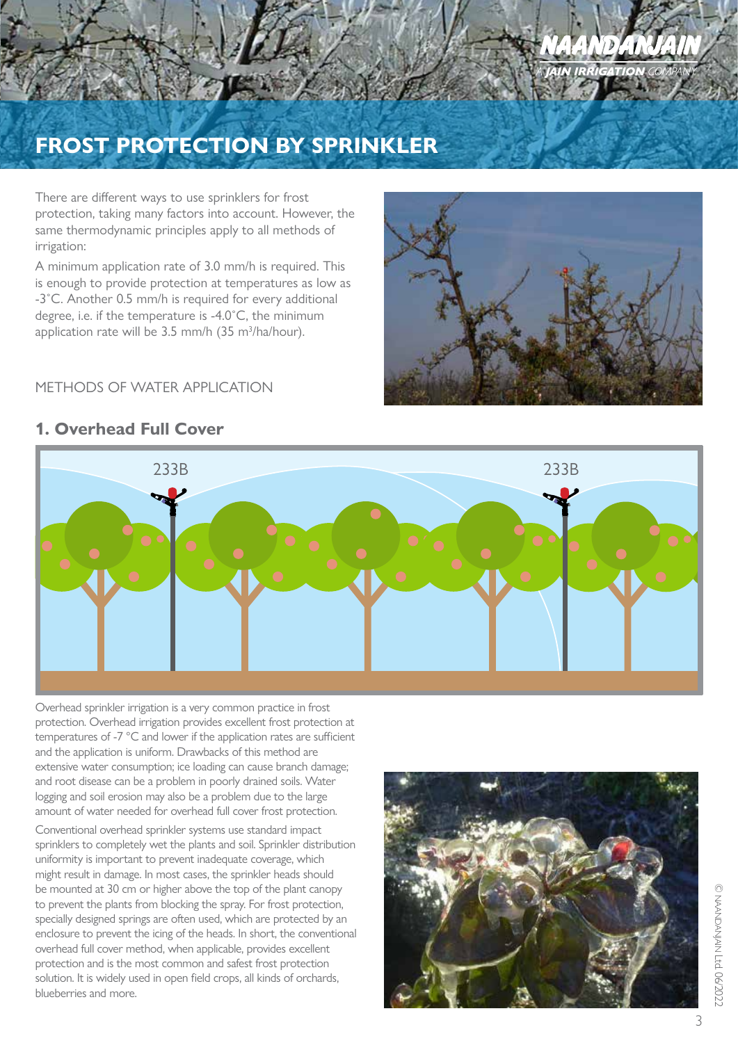# FROST PROTECTION BY SPRINKLER

There are different ways to use sprinklers for frost protection, taking many factors into account. However, the same thermodynamic principles apply to all methods of irrigation:

A minimum application rate of 3.0 mm/h is required. This is enough to provide protection at temperatures as low as -3˚C. Another 0.5 mm/h is required for every additional degree, i.e. if the temperature is -4.0˚C, the minimum application rate will be 3.5 mm/h (35 m$^3$/ha/hour).

METHODS OF WATER APPLICATION

## 1. Overhead Full Cover

233B

233B

Overhead sprinkler irrigation is a very common practice in frost protection. Overhead irrigation provides excellent frost protection at temperatures of -7 °C and lower if the application rates are sufficient and the application is uniform. Drawbacks of this method are extensive water consumption; ice loading can cause branch damage; and root disease can be a problem in poorly drained soils. Water logging and soil erosion may also be a problem due to the large amount of water needed for overhead full cover frost protection.

Conventional overhead sprinkler systems use standard impact sprinklers to completely wet the plants and soil. Sprinkler distribution uniformity is important to prevent inadequate coverage, which might result in damage. In most cases, the sprinkler heads should be mounted at 30 cm or higher above the top of the plant canopy to prevent the plants from blocking the spray. For frost protection, specially designed springs are often used, which are protected by an enclosure to prevent the icing of the heads. In short, the conventional overhead full cover method, when applicable, provides excellent protection and is the most common and safest frost protection solution. It is widely used in open field crops, all kinds of orchards, blueberries and more.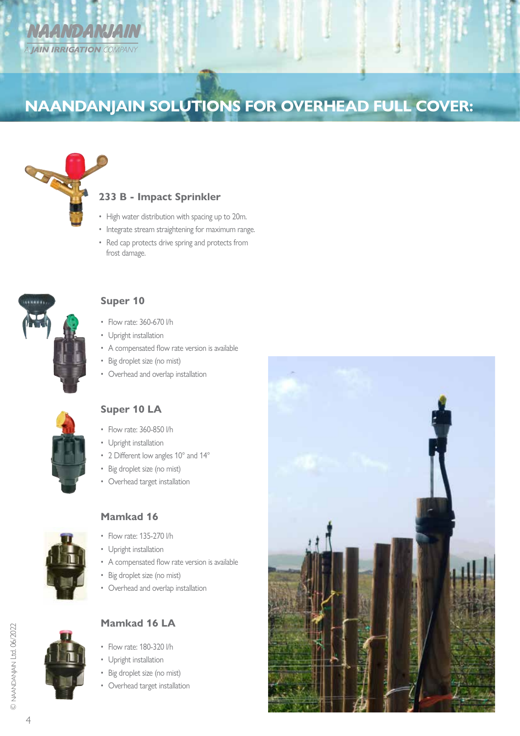# NAANDANJAIN SOLUTIONS FOR OVERHEAD FULL COVER:

### 233 B - Impact Sprinkler

- High water distribution with spacing up to 20m.
- Integrate stream straightening for maximum range.
- Red cap protects drive spring and protects from frost damage.

### Super 10

- Flow rate: 360-670 l/h
- Upright installation
- A compensated flow rate version is available
- Big droplet size (no mist)
- Overhead and overlap installation

### Super 10 LA

- Flow rate: 360-850 l/h
- Upright installation
- 2 Different low angles 10° and 14°
- Big droplet size (no mist)
- Overhead target installation

### Mamkad 16

- Flow rate: 135-270 l/h
- Upright installation
- A compensated flow rate version is available
- Big droplet size (no mist)
- Overhead and overlap installation

### Mamkad 16 LA

- Flow rate: 180-320 l/h
- Upright installation
- Big droplet size (no mist)
- Overhead target installation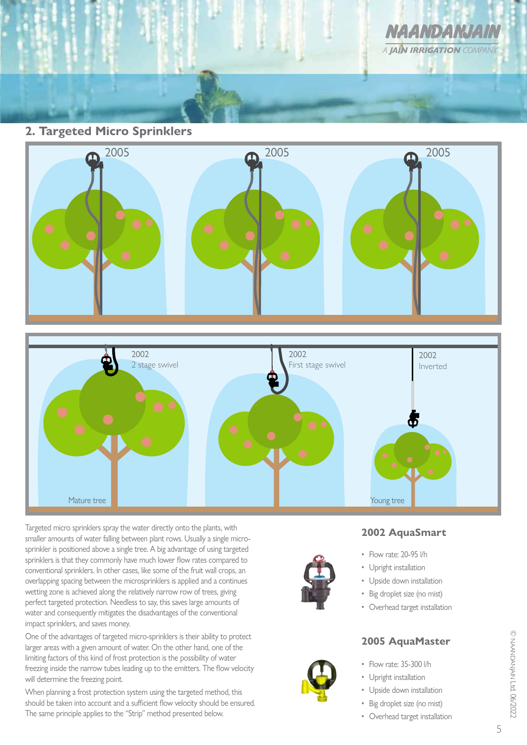## 2. Targeted Micro Sprinklers

2005 | 2005 | 2005

2002 2 stage swivel | 2002 First stage swivel | 2002 Inverted

Mature tree | Young tree

Targeted micro sprinklers spray the water directly onto the plants, with smaller amounts of water falling between plant rows. Usually a single micro-sprinkler is positioned above a single tree. A big advantage of using targeted sprinklers is that they commonly have much lower flow rates compared to conventional sprinklers. In other cases, like some of the fruit wall crops, an overlapping spacing between the microsprinklers is applied and a continues wetting zone is achieved along the relatively narrow row of trees, giving perfect targeted protection. Needless to say, this saves large amounts of water and consequently mitigates the disadvantages of the conventional impact sprinklers, and saves money.

One of the advantages of targeted micro-sprinklers is their ability to protect larger areas with a given amount of water. On the other hand, one of the limiting factors of this kind of frost protection is the possibility of water freezing inside the narrow tubes leading up to the emitters. The flow velocity will determine the freezing point.

When planning a frost protection system using the targeted method, this should be taken into account and a sufficient flow velocity should be ensured. The same principle applies to the "Strip" method presented below.

### 2002 AquaSmart

- Flow rate: 20-95 l/h
- Upright installation
- Upside down installation
- Big droplet size (no mist)
- Overhead target installation

### 2005 AquaMaster

- Flow rate: 35-300 l/h
- Upright installation
- Upside down installation
- Big droplet size (no mist)
- Overhead target installation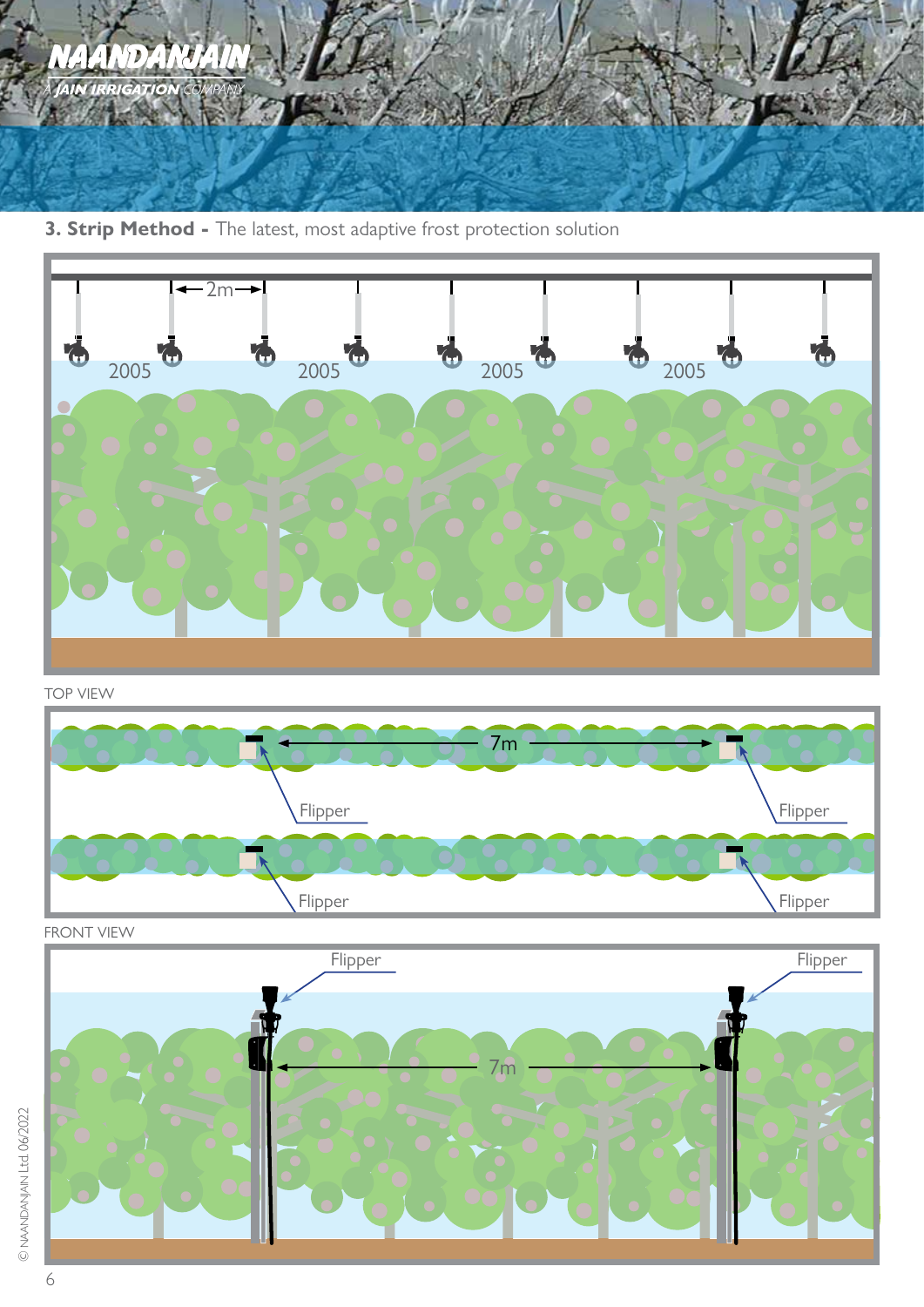**3. Strip Method -** The latest, most adaptive frost protection solution

2m

2005 2005 2005 2005

TOP VIEW

7m

Flipper Flipper

Flipper Flipper

FRONT VIEW

Flipper Flipper

7m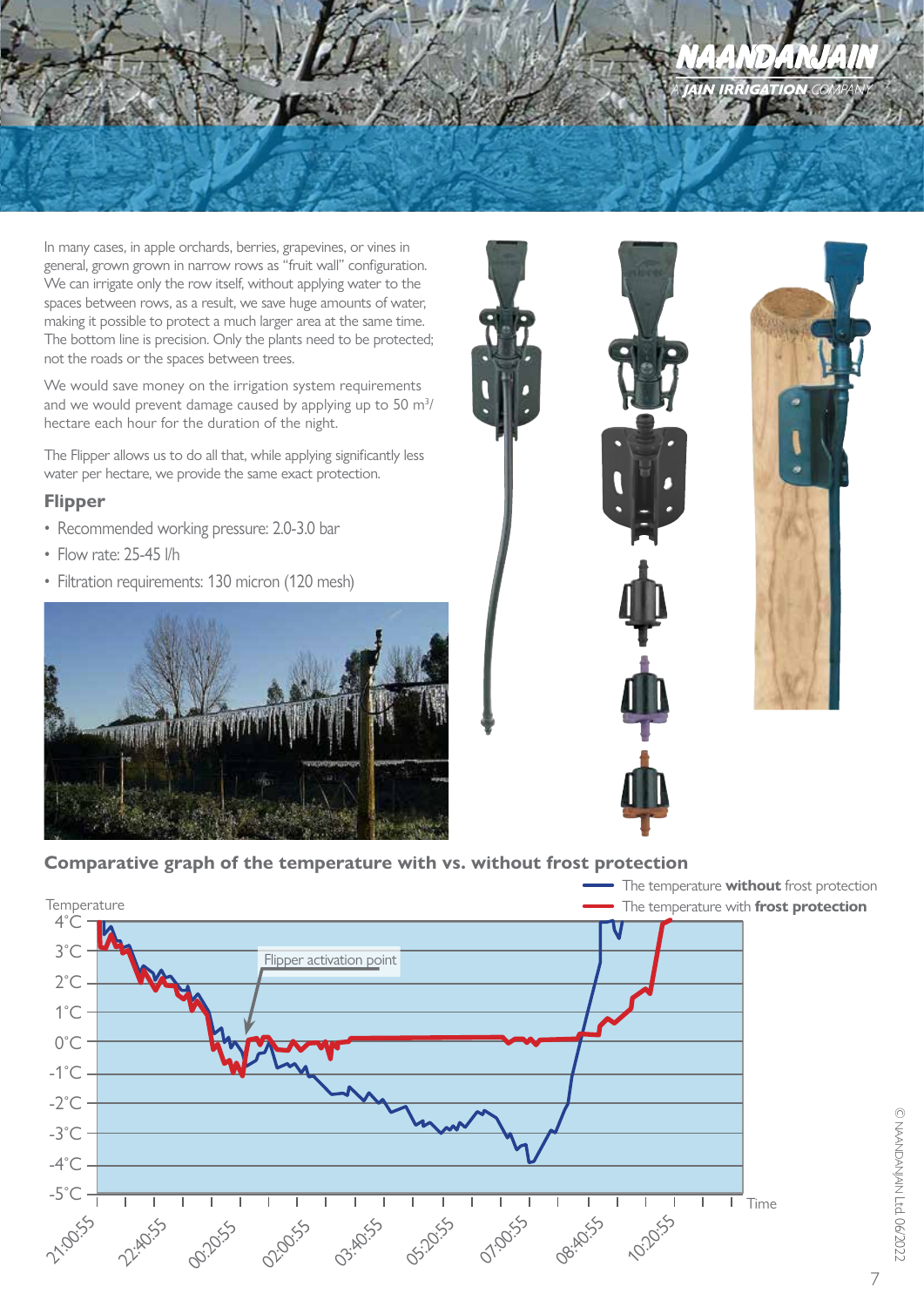In many cases, in apple orchards, berries, grapevines, or vines in general, grown grown in narrow rows as "fruit wall" configuration. We can irrigate only the row itself, without applying water to the spaces between rows, as a result, we save huge amounts of water, making it possible to protect a much larger area at the same time. The bottom line is precision. Only the plants need to be protected; not the roads or the spaces between trees.

We would save money on the irrigation system requirements and we would prevent damage caused by applying up to 50 $m^3$/hectare each hour for the duration of the night.

The Flipper allows us to do all that, while applying significantly less water per hectare, we provide the same exact protection.

### Flipper

- Recommended working pressure: 2.0-3.0 bar
- Flow rate: 25-45 l/h
- Filtration requirements: 130 micron (120 mesh)

**Comparative graph of the temperature with vs. without frost protection**

- The temperature **without** frost protection
- The temperature with **frost protection**

Flipper activation point

Temperature: 4°C, 3°C, 2°C, 1°C, 0°C, -1°C, -2°C, -3°C, -4°C, -5°C

Time: 21:00:55, 22:40:55, 00:20:55, 02:00:55, 03:40:55, 05:20:55, 07:00:55, 08:40:55, 10:20:55

© NAANDANJAIN Ltd. 06/2022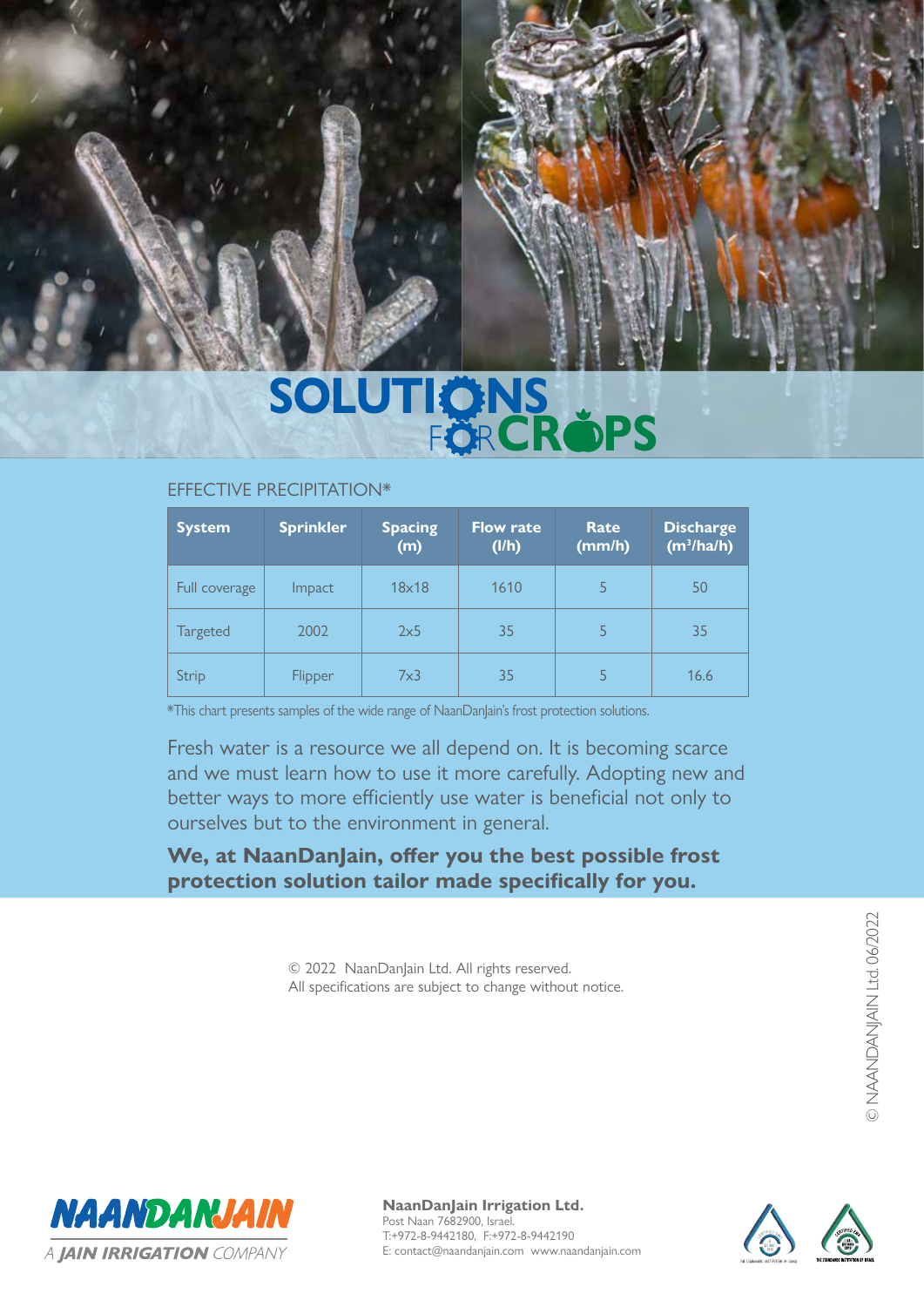SOLUTIONS FOR CROPS

EFFECTIVE PRECIPITATION*

| System | Sprinkler | Spacing (m) | Flow rate (l/h) | Rate (mm/h) | Discharge ($m^3$/ha/h) |
|---|---|---|---|---|---|
| Full coverage | Impact | 18x18 | 1610 | 5 | 50 |
| Targeted | 2002 | 2x5 | 35 | 5 | 35 |
| Strip | Flipper | 7x3 | 35 | 5 | 16.6 |

*This chart presents samples of the wide range of NaanDanJain's frost protection solutions.

Fresh water is a resource we all depend on. It is becoming scarce and we must learn how to use it more carefully. Adopting new and better ways to more efficiently use water is beneficial not only to ourselves but to the environment in general.

**We, at NaanDanJain, offer you the best possible frost protection solution tailor made specifically for you.**

© 2022 NaanDanJain Ltd. All rights reserved.
All specifications are subject to change without notice.

© NAANDANJAIN Ltd. 06/2022

NAANDANJAIN
A JAIN IRRIGATION COMPANY

**NaanDanJain Irrigation Ltd.**
Post Naan 7682900, Israel.
T:+972-8-9442180, F:+972-8-9442190
E: contact@naandanjain.com www.naandanjain.com